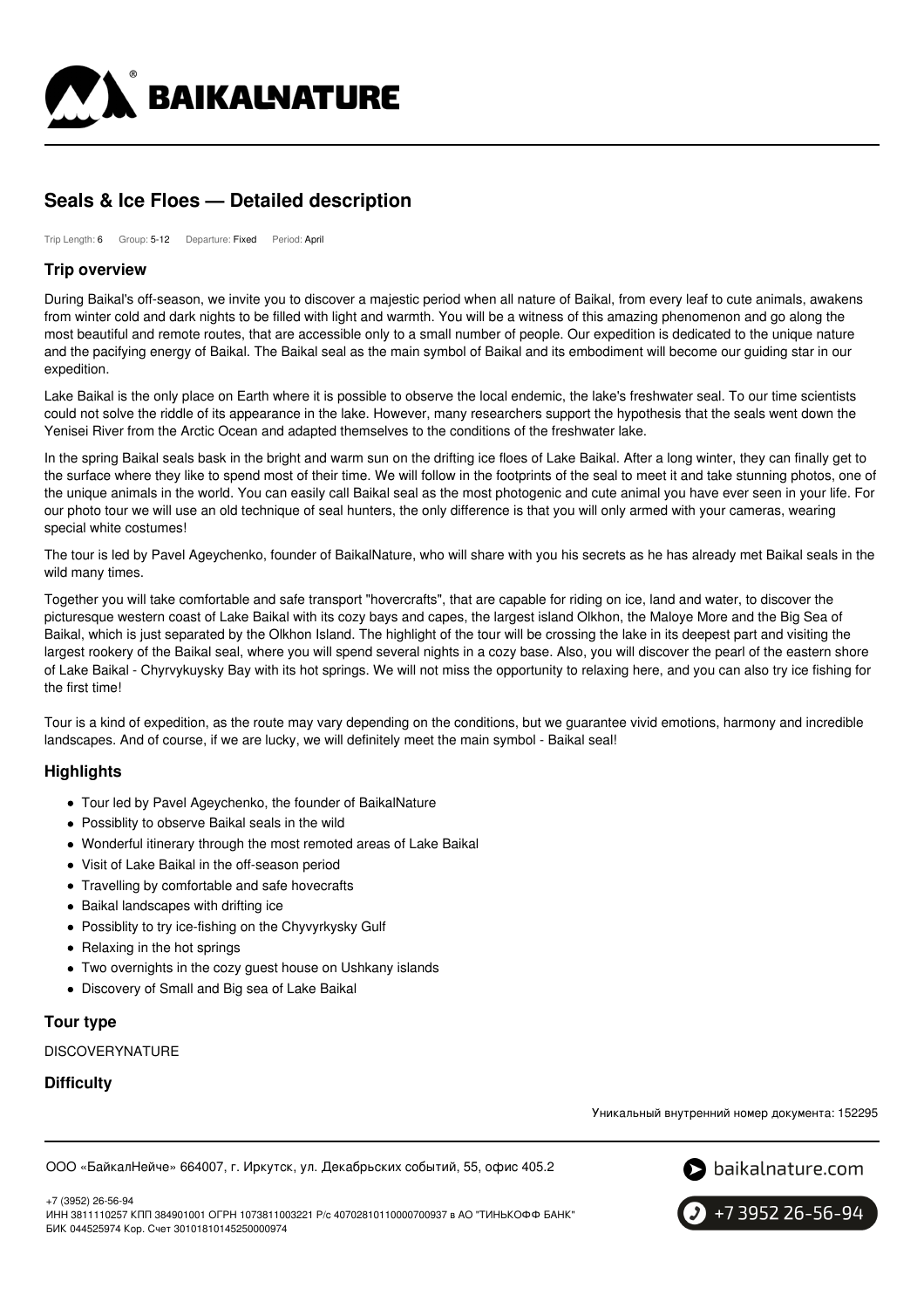# Seals & Ice Floes — Detailed description

Trip Length: 6 Group: 5-12 Departure: Fixed Period: April

## Trip overview

During Baikal's off-season, we invite you to discover a majestic period when all nature of Baikal, from every leaf to cute animals, awakens from winter cold and dark nights to be filled with light and warmth. You will be a witness of this amazing phenomenon and go along the most beautiful and remote routes, that are accessible only to a small number of people. Our expedition is dedicated to the unique nature and the pacifying energy of Baikal. The Baikal seal as the main symbol of Baikal and its embodiment will become our guiding star in our expedition.

Lake Baikal is the only place on Earth where it is possible to observe the local endemic, the lake's freshwater seal. To our time scientists could not solve the riddle of its appearance in the lake. However, many researchers support the hypothesis that the seals went down the Yenisei River from the Arctic Ocean and adapted themselves to the conditions of the freshwater lake.

In the spring Baikal seals bask in the bright and warm sun on the drifting ice floes of Lake Baikal. After a long winter, they can finally get to the surface where they like to spend most of their time. We will follow in the footprints of the seal to meet it and take stunning photos, one of the unique animals in the world. You can easily call Baikal seal as the most photogenic and cute animal you have ever seen in your life. For our photo tour we will use an old technique of seal hunters, the only difference is that you will only armed with your cameras, wearing special white costumes!

The tour is led by Pavel Ageychenko, founder of BaikalNature, who will share with you his secrets as he has already met Baikal seals in the wild many times.

Together you will take comfortable and safe transport "hovercrafts", that are capable for riding on ice, land and water, to discover the picturesque western coast of Lake Baikal with its cozy bays and capes, the largest island Olkhon, the Maloye More and the Big Sea of Baikal, which is just separated by the Olkhon Island. The highlight of the tour will be crossing the lake in its deepest part and visiting the largest rookery of the Baikal seal, where you will spend several nights in a cozy base. Also, you will discover the pearl of the eastern shore of Lake Baikal - Chyrvykuysky Bay with its hot springs. We will not miss the opportunity to relaxing here, and you can also try ice fishing for the first time!

Tour is a kind of expedition, as the route may vary depending on the conditions, but we guarantee vivid emotions, harmony and incredible landscapes. And of course, if we are lucky, we will definitely meet the main symbol - Baikal seal!

## Highlights

- Tour led by Pavel Ageychenko, the founder of BaikalNature
- Possiblity to observe Baikal seals in the wild
- Wonderful itinerary through the most remoted areas of Lake Baikal
- Visit of Lake Baikal in the off-season period
- Travelling by comfortable and safe hovecrafts
- Baikal landscapes with drifting ice
- Possiblity to try ice-fishing on the Chyvyrkysky Gulf
- Relaxing in the hot springs
- Two overnights in the cozy guest house on Ushkany islands
- Discovery of Small and Big sea of Lake Baikal

## Tour type

DISCOVERYNATURE

## Difficulty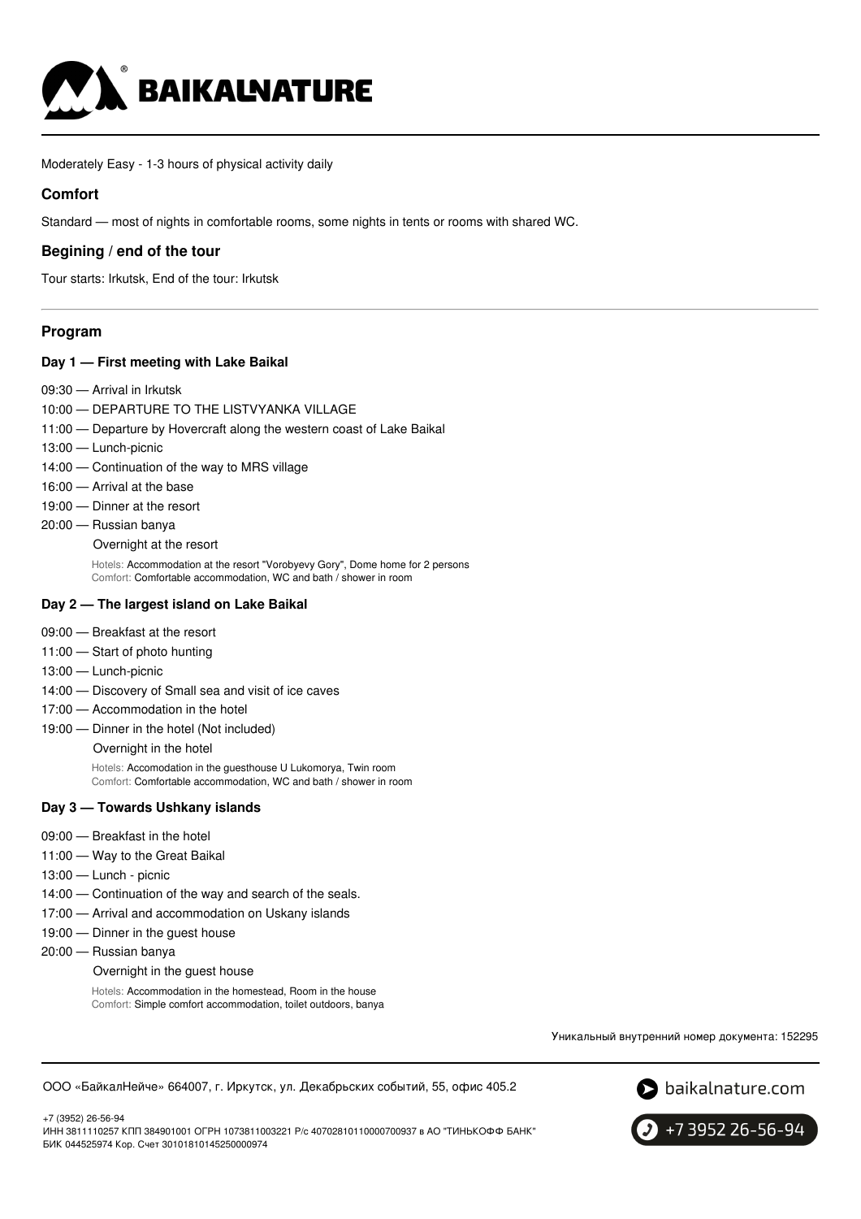Moderately Easy - 1-3 hours of physical activity daily

### Comfort

Standard — most of nights in comfortable rooms, some nights in tents or rooms with shared WC.

### Begining / end of the tour

Tour starts: Irkutsk, End of the tour: Irkutsk

---

### Program

#### Day 1 — First meeting with Lake Baikal

09:30 — Arrival in Irkutsk
10:00 — DEPARTURE TO THE LISTVYANKA VILLAGE
11:00 — Departure by Hovercraft along the western coast of Lake Baikal
13:00 — Lunch-picnic
14:00 — Continuation of the way to MRS village
16:00 — Arrival at the base
19:00 — Dinner at the resort
20:00 — Russian banya

Overnight at the resort

Hotels: Accommodation at the resort "Vorobyevy Gory", Dome home for 2 persons
Comfort: Comfortable accommodation, WC and bath / shower in room

#### Day 2 — The largest island on Lake Baikal

09:00 — Breakfast at the resort
11:00 — Start of photo hunting
13:00 — Lunch-picnic
14:00 — Discovery of Small sea and visit of ice caves
17:00 — Accommodation in the hotel
19:00 — Dinner in the hotel (Not included)

Overnight in the hotel

Hotels: Accomodation in the guesthouse U Lukomorya, Twin room
Comfort: Comfortable accommodation, WC and bath / shower in room

#### Day 3 — Towards Ushkany islands

09:00 — Breakfast in the hotel
11:00 — Way to the Great Baikal
13:00 — Lunch - picnic
14:00 — Continuation of the way and search of the seals.
17:00 — Arrival and accommodation on Uskany islands
19:00 — Dinner in the guest house
20:00 — Russian banya

Overnight in the guest house

Hotels: Accommodation in the homestead, Room in the house
Comfort: Simple comfort accommodation, toilet outdoors, banya

Уникальный внутренний номер документа: 152295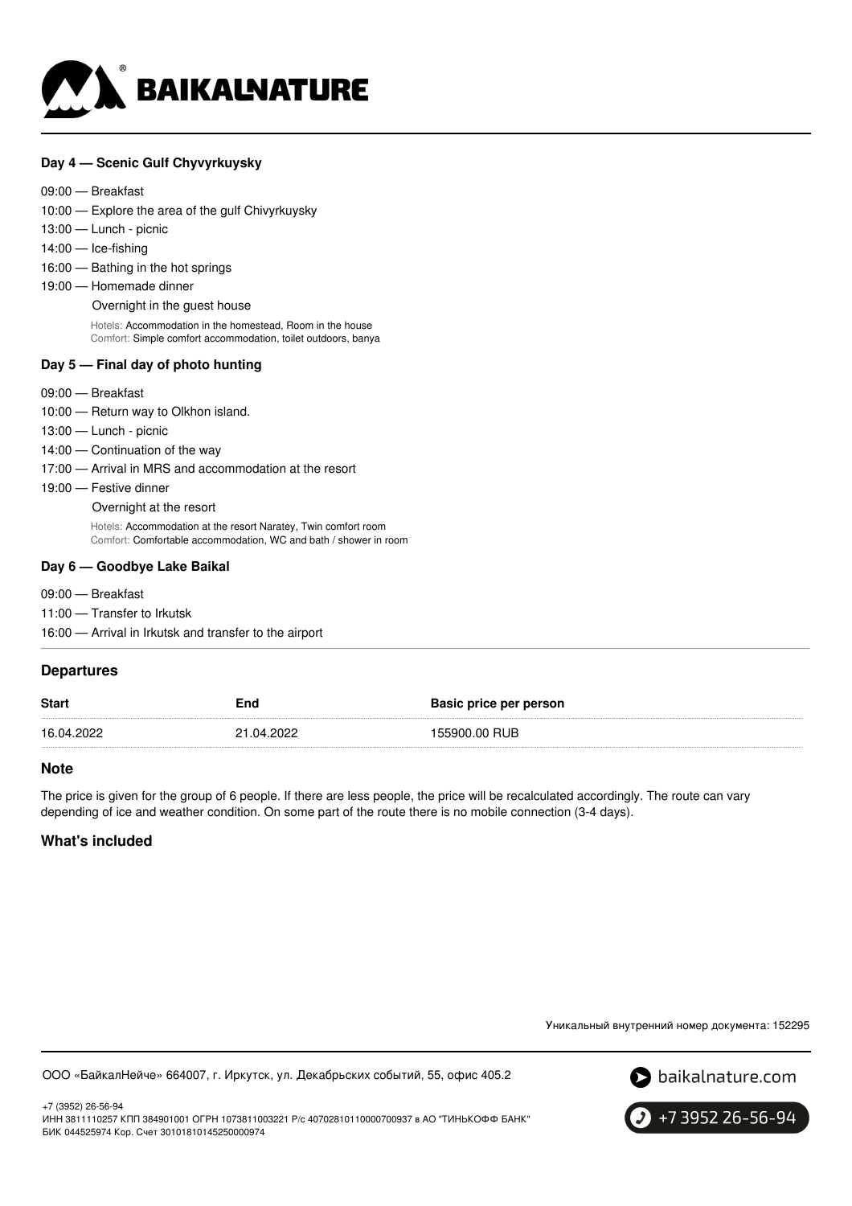### Day 4 — Scenic Gulf Chyvyrkuysky

09:00 — Breakfast
10:00 — Explore the area of the gulf Chivyrkuysky
13:00 — Lunch - picnic
14:00 — Ice-fishing
16:00 — Bathing in the hot springs
19:00 — Homemade dinner
Overnight in the guest house

Hotels: Accommodation in the homestead, Room in the house
Comfort: Simple comfort accommodation, toilet outdoors, banya

### Day 5 — Final day of photo hunting

09:00 — Breakfast
10:00 — Return way to Olkhon island.
13:00 — Lunch - picnic
14:00 — Continuation of the way
17:00 — Arrival in MRS and accommodation at the resort
19:00 — Festive dinner
Overnight at the resort

Hotels: Accommodation at the resort Naratey, Twin comfort room
Comfort: Comfortable accommodation, WC and bath / shower in room

### Day 6 — Goodbye Lake Baikal

09:00 — Breakfast
11:00 — Transfer to Irkutsk
16:00 — Arrival in Irkutsk and transfer to the airport

## Departures

| Start | End | Basic price per person |
| --- | --- | --- |
| 16.04.2022 | 21.04.2022 | 155900.00 RUB |

## Note

The price is given for the group of 6 people. If there are less people, the price will be recalculated accordingly. The route can vary depending of ice and weather condition. On some part of the route there is no mobile connection (3-4 days).

## What's included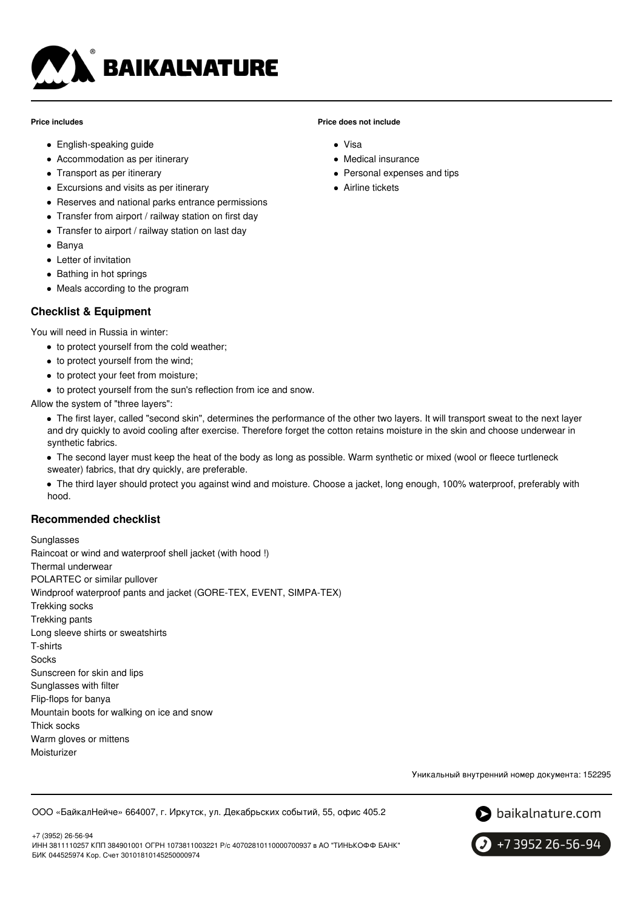**Price includes**

- English-speaking guide
- Accommodation as per itinerary
- Transport as per itinerary
- Excursions and visits as per itinerary
- Reserves and national parks entrance permissions
- Transfer from airport / railway station on first day
- Transfer to airport / railway station on last day
- Banya
- Letter of invitation
- Bathing in hot springs
- Meals according to the program

**Price does not include**

- Visa
- Medical insurance
- Personal expenses and tips
- Airline tickets

## Checklist & Equipment

You will need in Russia in winter:

- to protect yourself from the cold weather;
- to protect yourself from the wind;
- to protect your feet from moisture;
- to protect yourself from the sun's reflection from ice and snow.

Allow the system of "three layers":

- The first layer, called "second skin", determines the performance of the other two layers. It will transport sweat to the next layer and dry quickly to avoid cooling after exercise. Therefore forget the cotton retains moisture in the skin and choose underwear in synthetic fabrics.
- The second layer must keep the heat of the body as long as possible. Warm synthetic or mixed (wool or fleece turtleneck sweater) fabrics, that dry quickly, are preferable.
- The third layer should protect you against wind and moisture. Choose a jacket, long enough, 100% waterproof, preferably with hood.

## Recommended checklist

Sunglasses
Raincoat or wind and waterproof shell jacket (with hood !)
Thermal underwear
POLARTEC or similar pullover
Windproof waterproof pants and jacket (GORE-TEX, EVENT, SIMPA-TEX)
Trekking socks
Trekking pants
Long sleeve shirts or sweatshirts
T-shirts
Socks
Sunscreen for skin and lips
Sunglasses with filter
Flip-flops for banya
Mountain boots for walking on ice and snow
Thick socks
Warm gloves or mittens
Moisturizer

Уникальный внутренний номер документа: 152295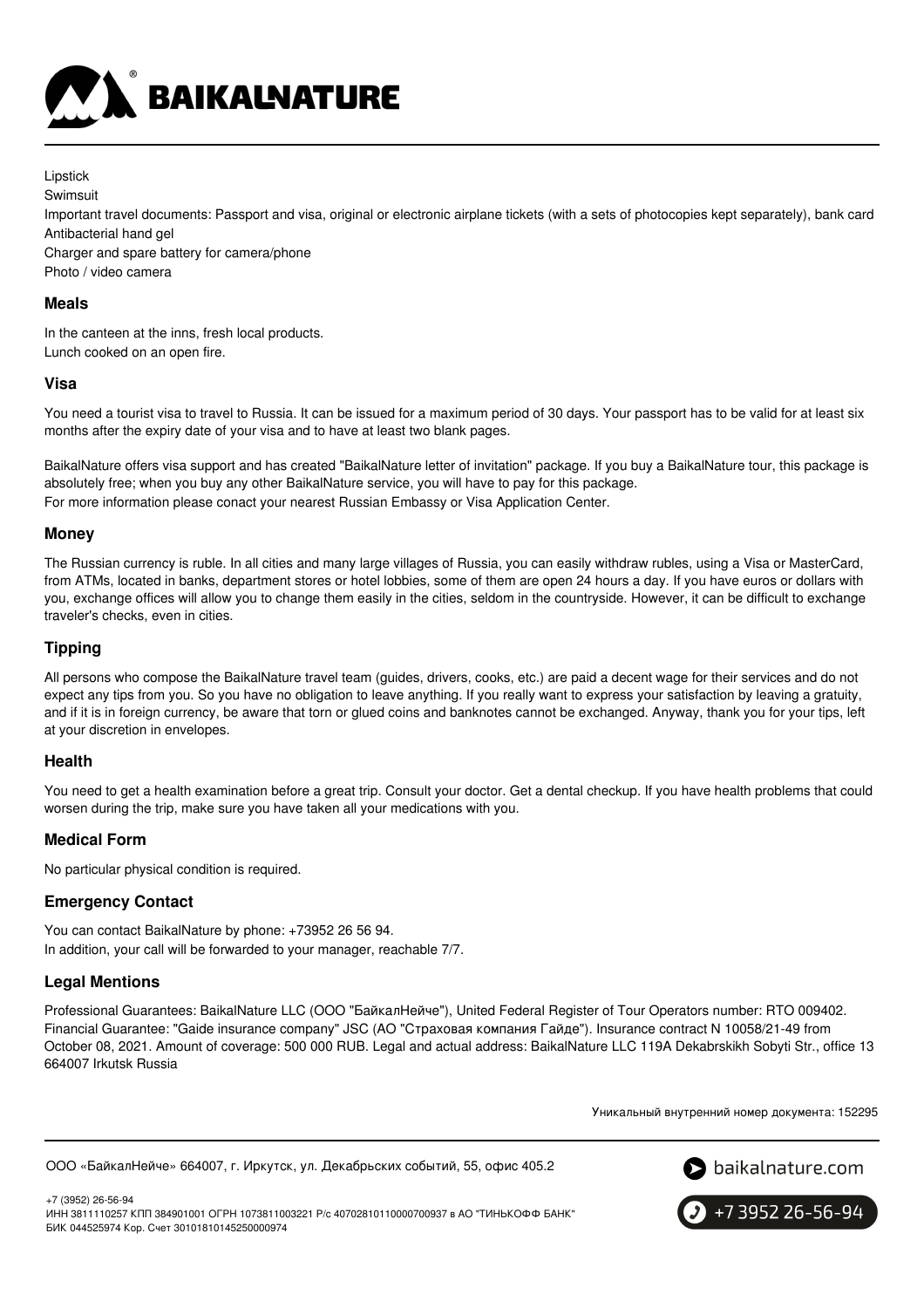Lipstick
Swimsuit
Important travel documents: Passport and visa, original or electronic airplane tickets (with a sets of photocopies kept separately), bank card
Antibacterial hand gel
Charger and spare battery for camera/phone
Photo / video camera

### Meals

In the canteen at the inns, fresh local products.
Lunch cooked on an open fire.

### Visa

You need a tourist visa to travel to Russia. It can be issued for a maximum period of 30 days. Your passport has to be valid for at least six months after the expiry date of your visa and to have at least two blank pages.

BaikalNature offers visa support and has created "BaikalNature letter of invitation" package. If you buy a BaikalNature tour, this package is absolutely free; when you buy any other BaikalNature service, you will have to pay for this package.
For more information please conact your nearest Russian Embassy or Visa Application Center.

### Money

The Russian currency is ruble. In all cities and many large villages of Russia, you can easily withdraw rubles, using a Visa or MasterCard, from ATMs, located in banks, department stores or hotel lobbies, some of them are open 24 hours a day. If you have euros or dollars with you, exchange offices will allow you to change them easily in the cities, seldom in the countryside. However, it can be difficult to exchange traveler's checks, even in cities.

### Tipping

All persons who compose the BaikalNature travel team (guides, drivers, cooks, etc.) are paid a decent wage for their services and do not expect any tips from you. So you have no obligation to leave anything. If you really want to express your satisfaction by leaving a gratuity, and if it is in foreign currency, be aware that torn or glued coins and banknotes cannot be exchanged. Anyway, thank you for your tips, left at your discretion in envelopes.

### Health

You need to get a health examination before a great trip. Consult your doctor. Get a dental checkup. If you have health problems that could worsen during the trip, make sure you have taken all your medications with you.

### Medical Form

No particular physical condition is required.

### Emergency Contact

You can contact BaikalNature by phone: +73952 26 56 94.
In addition, your call will be forwarded to your manager, reachable 7/7.

### Legal Mentions

Professional Guarantees: BaikalNature LLC (ООО "БайкалНейче"), United Federal Register of Tour Operators number: RTO 009402. Financial Guarantee: "Gaide insurance company" JSC (АО "Страховая компания Гайде"). Insurance contract N 10058/21-49 from October 08, 2021. Amount of coverage: 500 000 RUB. Legal and actual address: BaikalNature LLC 119A Dekabrskikh Sobyti Str., office 13 664007 Irkutsk Russia

Уникальный внутренний номер документа: 152295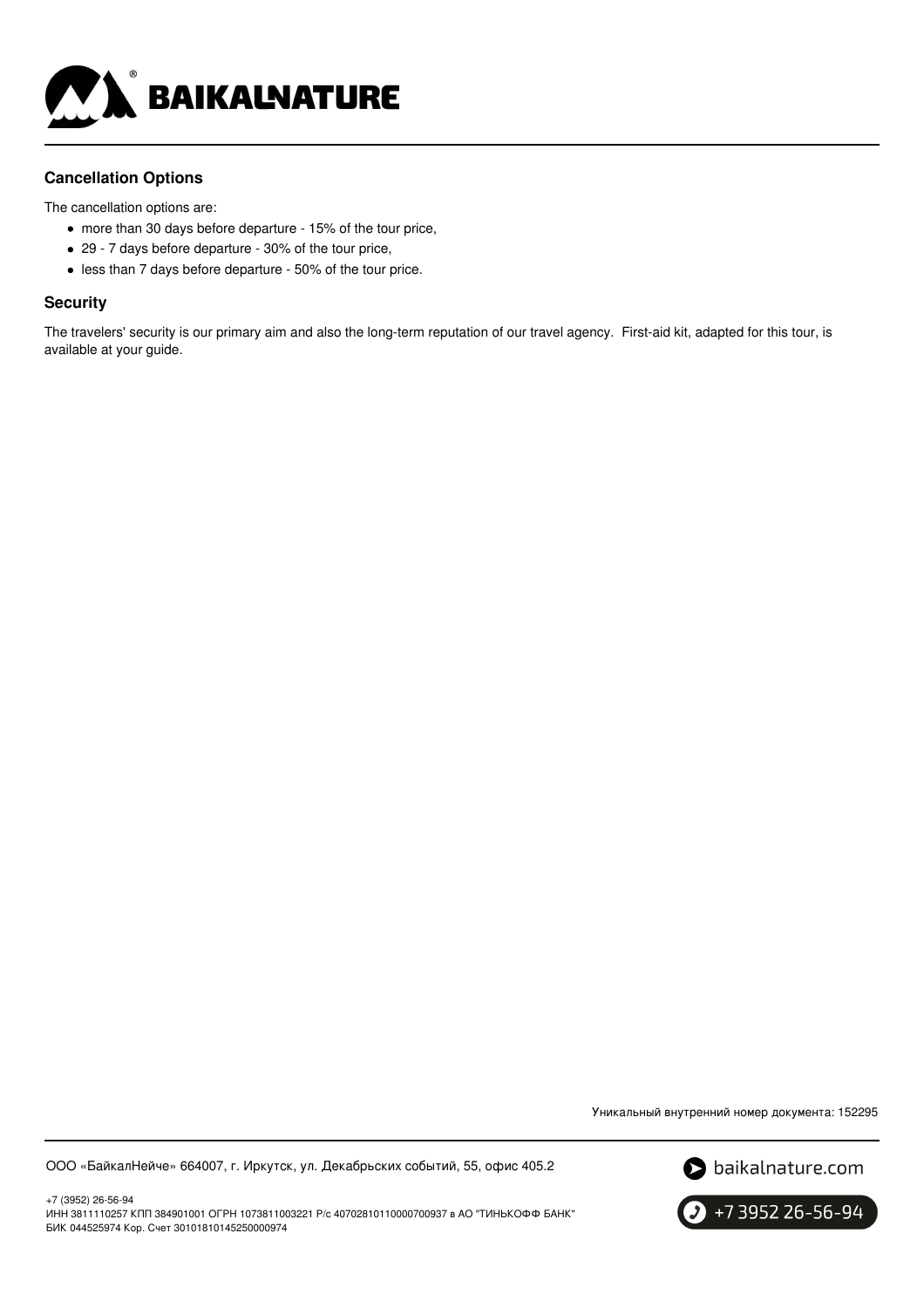## Cancellation Options

The cancellation options are:

- more than 30 days before departure - 15% of the tour price,
- 29 - 7 days before departure - 30% of the tour price,
- less than 7 days before departure - 50% of the tour price.

## Security

The travelers' security is our primary aim and also the long-term reputation of our travel agency.  First-aid kit, adapted for this tour, is available at your guide.